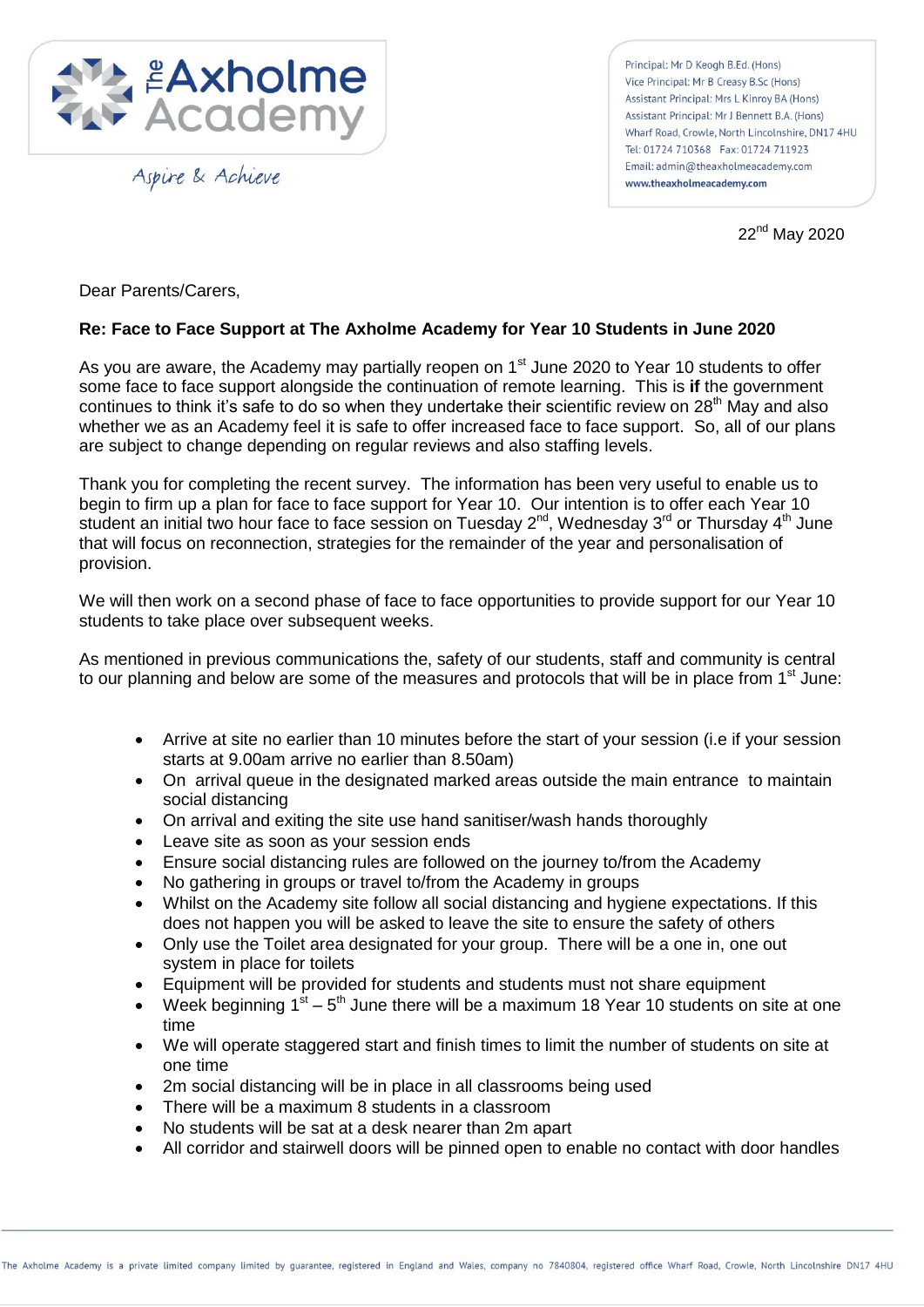The Axholme Academy

*Aspire & Achieve*

Principal: Mr D Keogh B.Ed. (Hons)
Vice Principal: Mr B Creasy B.Sc (Hons)
Assistant Principal: Mrs L Kinroy BA (Hons)
Assistant Principal: Mr J Bennett B.A. (Hons)
Wharf Road, Crowle, North Lincolnshire, DN17 4HU
Tel: 01724 710368 Fax: 01724 711923
Email: admin@theaxholmeacademy.com
**www.theaxholmeacademy.com**

22nd May 2020

Dear Parents/Carers,

**Re: Face to Face Support at The Axholme Academy for Year 10 Students in June 2020**

As you are aware, the Academy may partially reopen on 1st June 2020 to Year 10 students to offer some face to face support alongside the continuation of remote learning. This is **if** the government continues to think it's safe to do so when they undertake their scientific review on 28th May and also whether we as an Academy feel it is safe to offer increased face to face support. So, all of our plans are subject to change depending on regular reviews and also staffing levels.

Thank you for completing the recent survey. The information has been very useful to enable us to begin to firm up a plan for face to face support for Year 10. Our intention is to offer each Year 10 student an initial two hour face to face session on Tuesday 2nd, Wednesday 3rd or Thursday 4th June that will focus on reconnection, strategies for the remainder of the year and personalisation of provision.

We will then work on a second phase of face to face opportunities to provide support for our Year 10 students to take place over subsequent weeks.

As mentioned in previous communications the, safety of our students, staff and community is central to our planning and below are some of the measures and protocols that will be in place from 1st June:

- Arrive at site no earlier than 10 minutes before the start of your session (i.e if your session starts at 9.00am arrive no earlier than 8.50am)
- On arrival queue in the designated marked areas outside the main entrance to maintain social distancing
- On arrival and exiting the site use hand sanitiser/wash hands thoroughly
- Leave site as soon as your session ends
- Ensure social distancing rules are followed on the journey to/from the Academy
- No gathering in groups or travel to/from the Academy in groups
- Whilst on the Academy site follow all social distancing and hygiene expectations. If this does not happen you will be asked to leave the site to ensure the safety of others
- Only use the Toilet area designated for your group. There will be a one in, one out system in place for toilets
- Equipment will be provided for students and students must not share equipment
- Week beginning 1st – 5th June there will be a maximum 18 Year 10 students on site at one time
- We will operate staggered start and finish times to limit the number of students on site at one time
- 2m social distancing will be in place in all classrooms being used
- There will be a maximum 8 students in a classroom
- No students will be sat at a desk nearer than 2m apart
- All corridor and stairwell doors will be pinned open to enable no contact with door handles

The Axholme Academy is a private limited company limited by guarantee, registered in England and Wales, company no 7840804, registered office Wharf Road, Crowle, North Lincolnshire DN17 4HU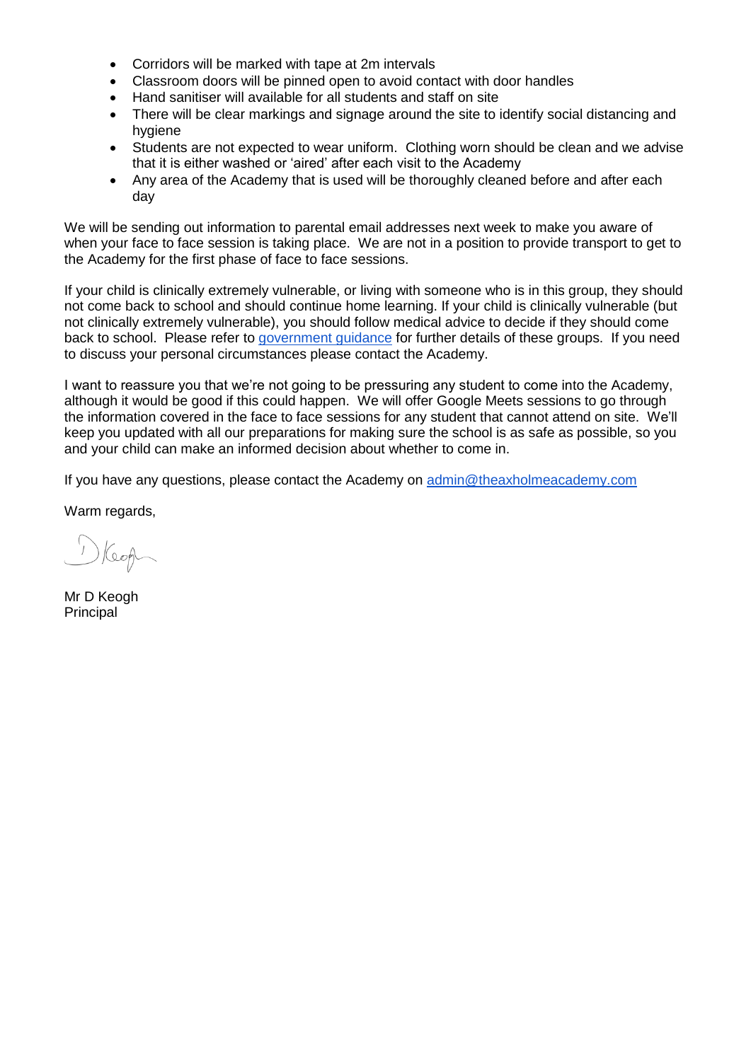- Corridors will be marked with tape at 2m intervals
- Classroom doors will be pinned open to avoid contact with door handles
- Hand sanitiser will available for all students and staff on site
- There will be clear markings and signage around the site to identify social distancing and hygiene
- Students are not expected to wear uniform. Clothing worn should be clean and we advise that it is either washed or 'aired' after each visit to the Academy
- Any area of the Academy that is used will be thoroughly cleaned before and after each day

We will be sending out information to parental email addresses next week to make you aware of when your face to face session is taking place. We are not in a position to provide transport to get to the Academy for the first phase of face to face sessions.

If your child is clinically extremely vulnerable, or living with someone who is in this group, they should not come back to school and should continue home learning. If your child is clinically vulnerable (but not clinically extremely vulnerable), you should follow medical advice to decide if they should come back to school. Please refer to [government guidance]() for further details of these groups. If you need to discuss your personal circumstances please contact the Academy.

I want to reassure you that we're not going to be pressuring any student to come into the Academy, although it would be good if this could happen. We will offer Google Meets sessions to go through the information covered in the face to face sessions for any student that cannot attend on site. We'll keep you updated with all our preparations for making sure the school is as safe as possible, so you and your child can make an informed decision about whether to come in.

If you have any questions, please contact the Academy on [admin@theaxholmeacademy.com](mailto:admin@theaxholmeacademy.com)

Warm regards,

D Keogh

Mr D Keogh
Principal